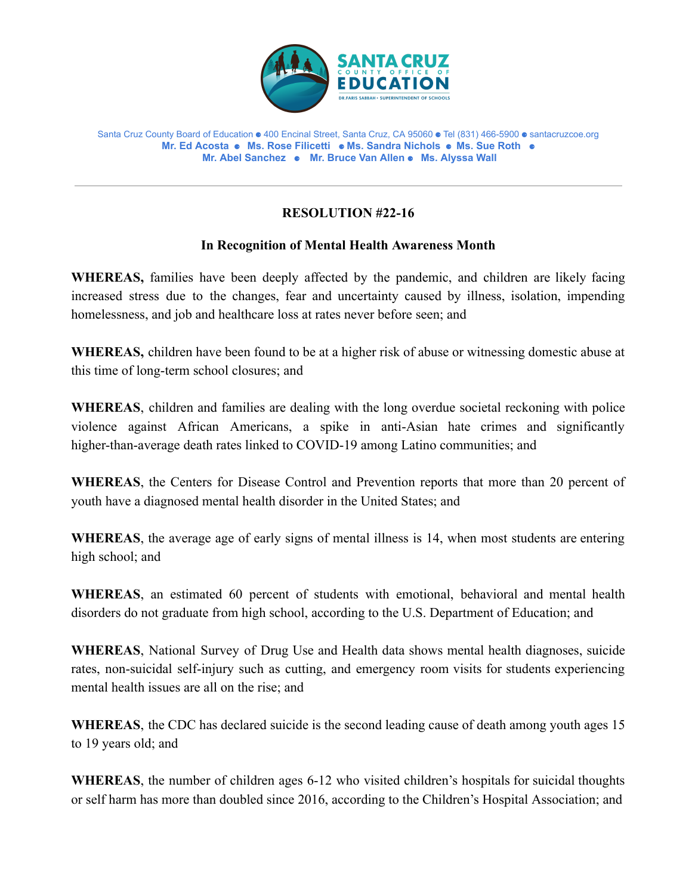SANTA CRUZ COUNTY OFFICE OF EDUCATION
DR. FARIS SABBAH • SUPERINTENDENT OF SCHOOLS

Santa Cruz County Board of Education ● 400 Encinal Street, Santa Cruz, CA 95060 ● Tel (831) 466-5900 ● santacruzcoe.org
**Mr. Ed Acosta ● Ms. Rose Filicetti ● Ms. Sandra Nichols ● Ms. Sue Roth ● Mr. Abel Sanchez ● Mr. Bruce Van Allen ● Ms. Alyssa Wall**

---

## RESOLUTION #22-16

### In Recognition of Mental Health Awareness Month

**WHEREAS,** families have been deeply affected by the pandemic, and children are likely facing increased stress due to the changes, fear and uncertainty caused by illness, isolation, impending homelessness, and job and healthcare loss at rates never before seen; and

**WHEREAS,** children have been found to be at a higher risk of abuse or witnessing domestic abuse at this time of long-term school closures; and

**WHEREAS**, children and families are dealing with the long overdue societal reckoning with police violence against African Americans, a spike in anti-Asian hate crimes and significantly higher-than-average death rates linked to COVID-19 among Latino communities; and

**WHEREAS**, the Centers for Disease Control and Prevention reports that more than 20 percent of youth have a diagnosed mental health disorder in the United States; and

**WHEREAS**, the average age of early signs of mental illness is 14, when most students are entering high school; and

**WHEREAS**, an estimated 60 percent of students with emotional, behavioral and mental health disorders do not graduate from high school, according to the U.S. Department of Education; and

**WHEREAS**, National Survey of Drug Use and Health data shows mental health diagnoses, suicide rates, non-suicidal self-injury such as cutting, and emergency room visits for students experiencing mental health issues are all on the rise; and

**WHEREAS**, the CDC has declared suicide is the second leading cause of death among youth ages 15 to 19 years old; and

**WHEREAS**, the number of children ages 6-12 who visited children's hospitals for suicidal thoughts or self harm has more than doubled since 2016, according to the Children's Hospital Association; and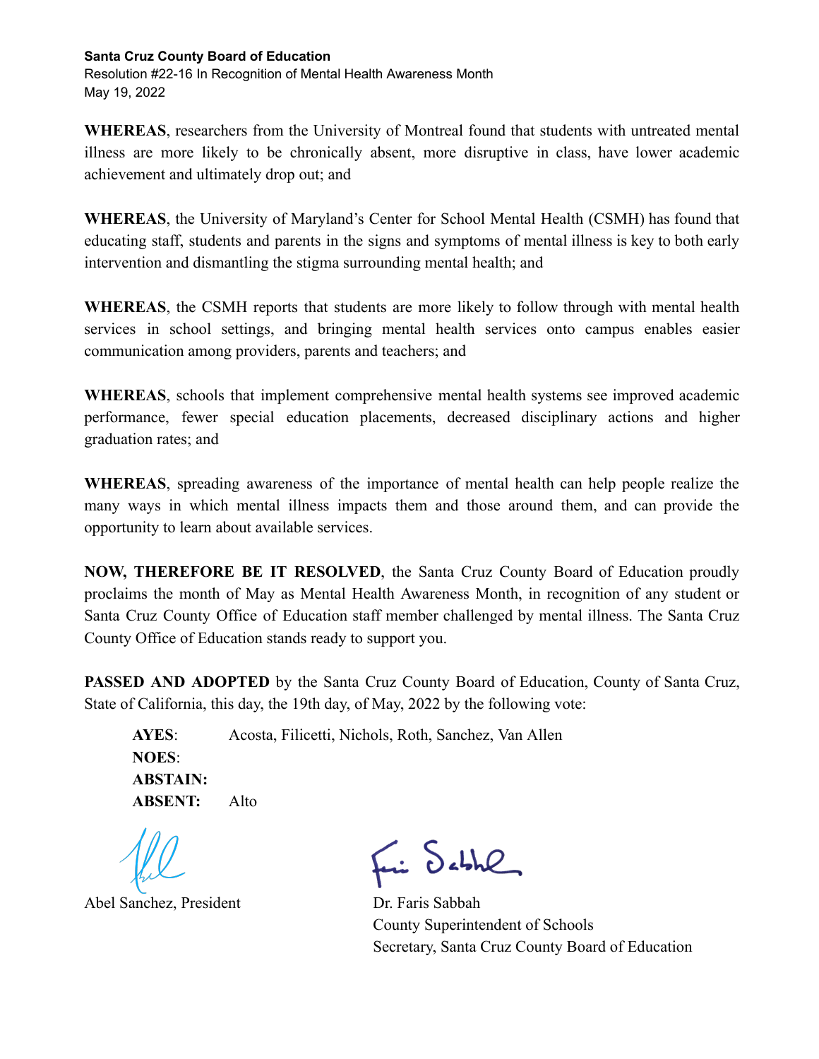**Santa Cruz County Board of Education**
Resolution #22-16 In Recognition of Mental Health Awareness Month
May 19, 2022

**WHEREAS**, researchers from the University of Montreal found that students with untreated mental illness are more likely to be chronically absent, more disruptive in class, have lower academic achievement and ultimately drop out; and

**WHEREAS**, the University of Maryland's Center for School Mental Health (CSMH) has found that educating staff, students and parents in the signs and symptoms of mental illness is key to both early intervention and dismantling the stigma surrounding mental health; and

**WHEREAS**, the CSMH reports that students are more likely to follow through with mental health services in school settings, and bringing mental health services onto campus enables easier communication among providers, parents and teachers; and

**WHEREAS**, schools that implement comprehensive mental health systems see improved academic performance, fewer special education placements, decreased disciplinary actions and higher graduation rates; and

**WHEREAS**, spreading awareness of the importance of mental health can help people realize the many ways in which mental illness impacts them and those around them, and can provide the opportunity to learn about available services.

**NOW, THEREFORE BE IT RESOLVED**, the Santa Cruz County Board of Education proudly proclaims the month of May as Mental Health Awareness Month, in recognition of any student or Santa Cruz County Office of Education staff member challenged by mental illness. The Santa Cruz County Office of Education stands ready to support you.

**PASSED AND ADOPTED** by the Santa Cruz County Board of Education, County of Santa Cruz, State of California, this day, the 19th day, of May, 2022 by the following vote:

**AYES**: Acosta, Filicetti, Nichols, Roth, Sanchez, Van Allen
**NOES**:
**ABSTAIN:**
**ABSENT:** Alto

Abel Sanchez, President

Dr. Faris Sabbah
County Superintendent of Schools
Secretary, Santa Cruz County Board of Education